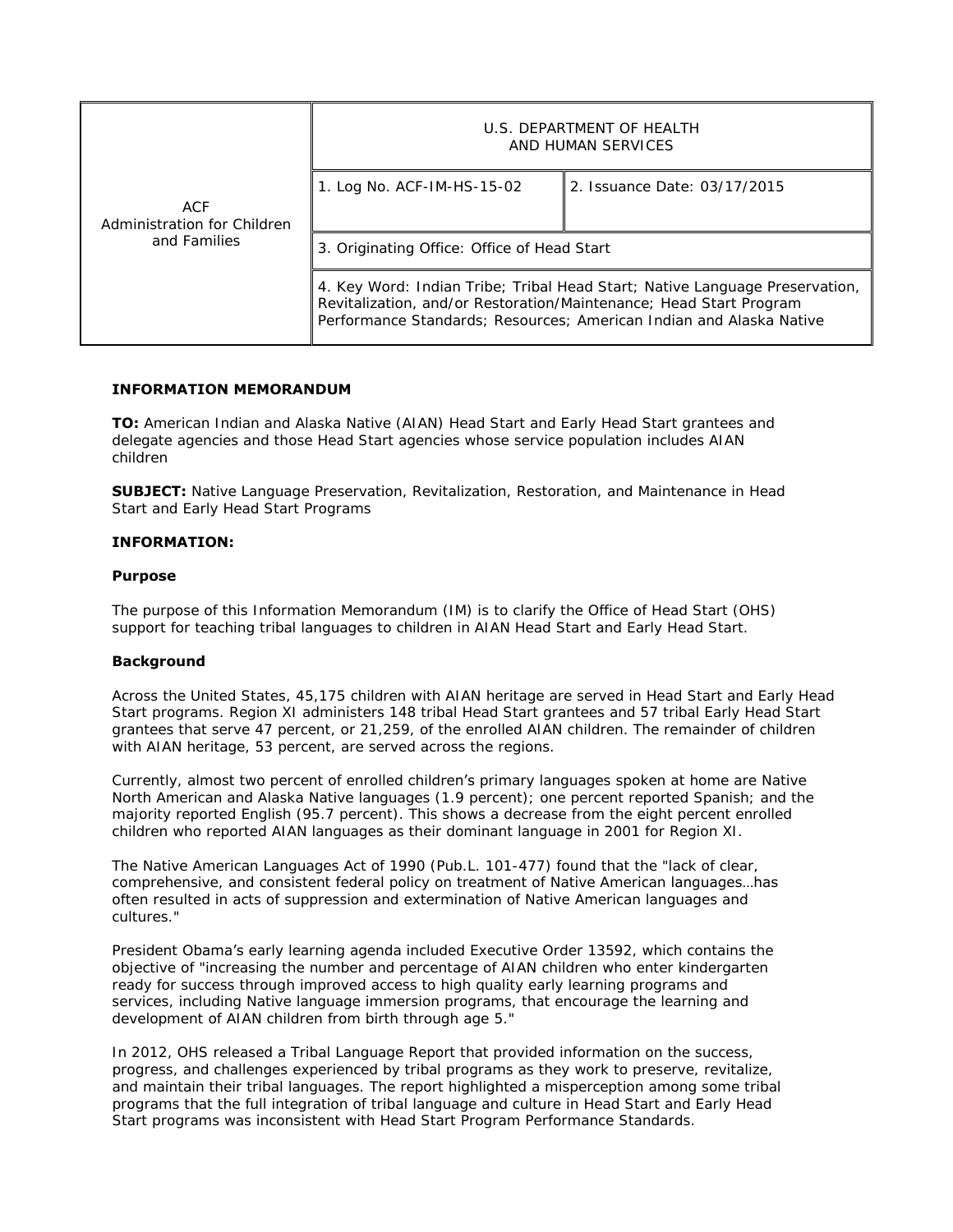| ACF Administration for Children and Families | U.S. DEPARTMENT OF HEALTH AND HUMAN SERVICES | |
|---|---|---|
| | 1. Log No. ACF-IM-HS-15-02 | 2. Issuance Date: 03/17/2015 |
| | 3. Originating Office: Office of Head Start | |
| | 4. Key Word: Indian Tribe; Tribal Head Start; Native Language Preservation, Revitalization, and/or Restoration/Maintenance; Head Start Program Performance Standards; Resources; American Indian and Alaska Native | |

**INFORMATION MEMORANDUM**

**TO:** American Indian and Alaska Native (AIAN) Head Start and Early Head Start grantees and delegate agencies and those Head Start agencies whose service population includes AIAN children

**SUBJECT:** Native Language Preservation, Revitalization, Restoration, and Maintenance in Head Start and Early Head Start Programs

**INFORMATION:**

**Purpose**

The purpose of this Information Memorandum (IM) is to clarify the Office of Head Start (OHS) support for teaching tribal languages to children in AIAN Head Start and Early Head Start.

**Background**

Across the United States, 45,175 children with AIAN heritage are served in Head Start and Early Head Start programs. Region XI administers 148 tribal Head Start grantees and 57 tribal Early Head Start grantees that serve 47 percent, or 21,259, of the enrolled AIAN children. The remainder of children with AIAN heritage, 53 percent, are served across the regions.

Currently, almost two percent of enrolled children's primary languages spoken at home are Native North American and Alaska Native languages (1.9 percent); one percent reported Spanish; and the majority reported English (95.7 percent). This shows a decrease from the eight percent enrolled children who reported AIAN languages as their dominant language in 2001 for Region XI.

The Native American Languages Act of 1990 (Pub.L. 101-477) found that the "lack of clear, comprehensive, and consistent federal policy on treatment of Native American languages…has often resulted in acts of suppression and extermination of Native American languages and cultures."

President Obama's early learning agenda included Executive Order 13592, which contains the objective of "increasing the number and percentage of AIAN children who enter kindergarten ready for success through improved access to high quality early learning programs and services, including Native language immersion programs, that encourage the learning and development of AIAN children from birth through age 5."

In 2012, OHS released a Tribal Language Report that provided information on the success, progress, and challenges experienced by tribal programs as they work to preserve, revitalize, and maintain their tribal languages. The report highlighted a misperception among some tribal programs that the full integration of tribal language and culture in Head Start and Early Head Start programs was inconsistent with Head Start Program Performance Standards.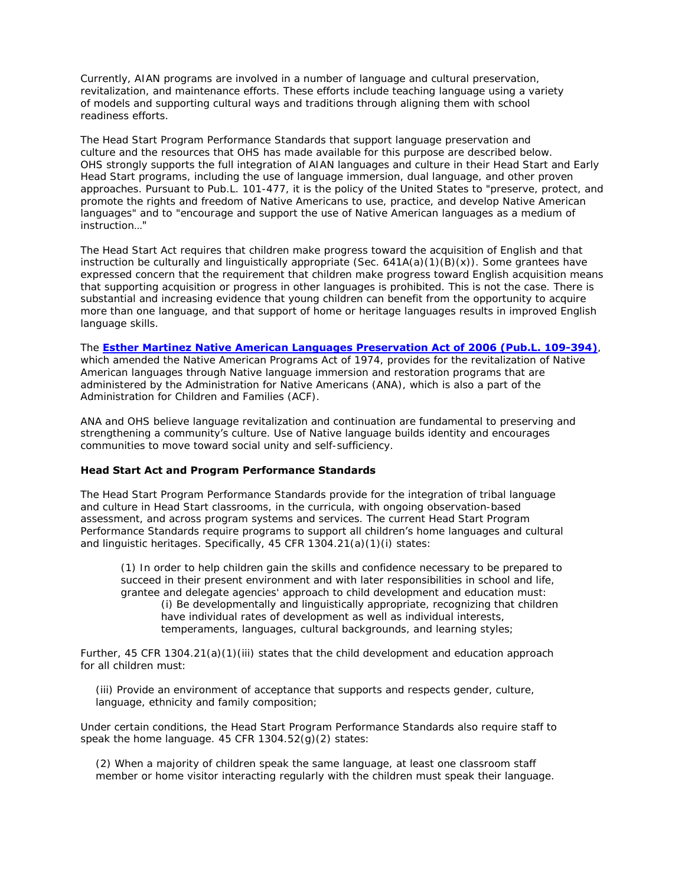Currently, AIAN programs are involved in a number of language and cultural preservation, revitalization, and maintenance efforts. These efforts include teaching language using a variety of models and supporting cultural ways and traditions through aligning them with school readiness efforts.

The Head Start Program Performance Standards that support language preservation and culture and the resources that OHS has made available for this purpose are described below. OHS strongly supports the full integration of AIAN languages and culture in their Head Start and Early Head Start programs, including the use of language immersion, dual language, and other proven approaches. Pursuant to Pub.L. 101-477, it is the policy of the United States to "preserve, protect, and promote the rights and freedom of Native Americans to use, practice, and develop Native American languages" and to "encourage and support the use of Native American languages as a medium of instruction…"

The Head Start Act requires that children make progress toward the acquisition of English and that instruction be culturally and linguistically appropriate (Sec. 641A(a)(1)(B)(x)). Some grantees have expressed concern that the requirement that children make progress toward English acquisition means that supporting acquisition or progress in other languages is prohibited. This is not the case. There is substantial and increasing evidence that young children can benefit from the opportunity to acquire more than one language, and that support of home or heritage languages results in improved English language skills.

The **Esther Martinez Native American Languages Preservation Act of 2006 (Pub.L. 109-394)**, which amended the Native American Programs Act of 1974, provides for the revitalization of Native American languages through Native language immersion and restoration programs that are administered by the Administration for Native Americans (ANA), which is also a part of the Administration for Children and Families (ACF).

ANA and OHS believe language revitalization and continuation are fundamental to preserving and strengthening a community's culture. Use of Native language builds identity and encourages communities to move toward social unity and self-sufficiency.

**Head Start Act and Program Performance Standards**

The Head Start Program Performance Standards provide for the integration of tribal language and culture in Head Start classrooms, in the curricula, with ongoing observation-based assessment, and across program systems and services. The current Head Start Program Performance Standards require programs to support all children's home languages and cultural and linguistic heritages. Specifically, 45 CFR 1304.21(a)(1)(i) states:

> (1) In order to help children gain the skills and confidence necessary to be prepared to succeed in their present environment and with later responsibilities in school and life, grantee and delegate agencies' approach to child development and education must:
>
> > (i) Be developmentally and linguistically appropriate, recognizing that children have individual rates of development as well as individual interests, temperaments, languages, cultural backgrounds, and learning styles;

Further, 45 CFR 1304.21(a)(1)(iii) states that the child development and education approach for all children must:

> (iii) Provide an environment of acceptance that supports and respects gender, culture, language, ethnicity and family composition;

Under certain conditions, the Head Start Program Performance Standards also require staff to speak the home language. 45 CFR 1304.52(g)(2) states:

> (2) When a majority of children speak the same language, at least one classroom staff member or home visitor interacting regularly with the children must speak their language.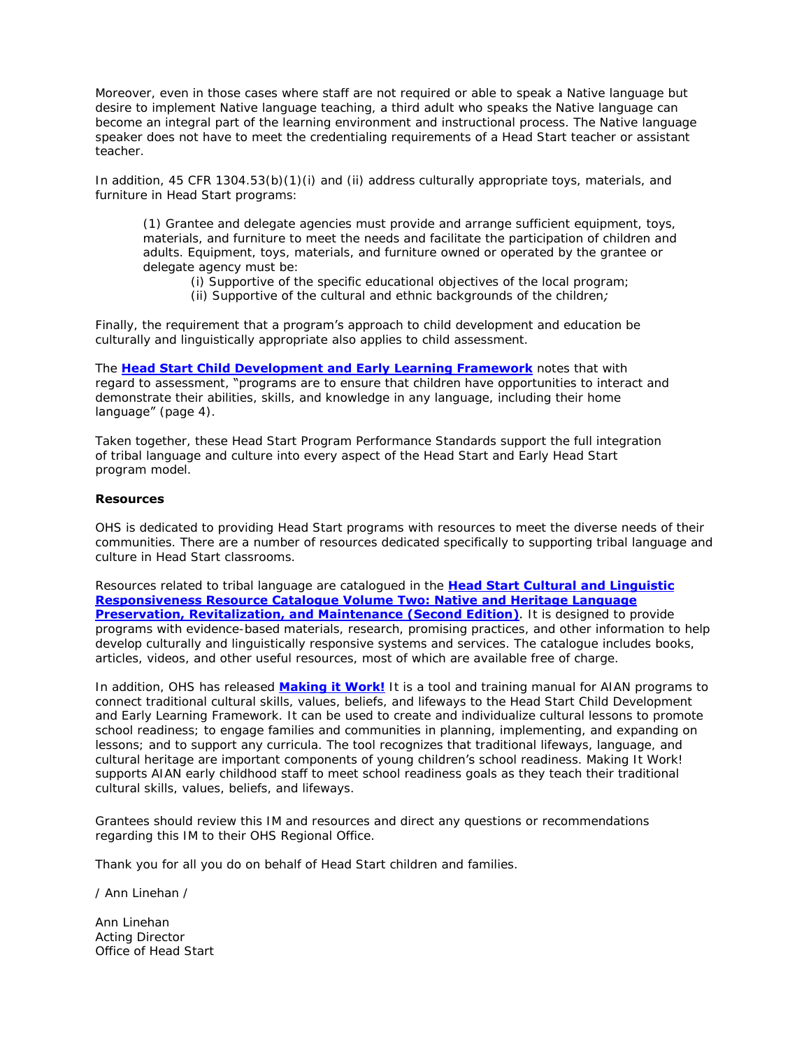Moreover, even in those cases where staff are not required or able to speak a Native language but desire to implement Native language teaching, a third adult who speaks the Native language can become an integral part of the learning environment and instructional process. The Native language speaker does not have to meet the credentialing requirements of a Head Start teacher or assistant teacher.

In addition, 45 CFR 1304.53(b)(1)(i) and (ii) address culturally appropriate toys, materials, and furniture in Head Start programs:

> (1) Grantee and delegate agencies must provide and arrange sufficient equipment, toys, materials, and furniture to meet the needs and facilitate the participation of children and adults. Equipment, toys, materials, and furniture owned or operated by the grantee or delegate agency must be:
>
> (i) Supportive of the specific educational objectives of the local program;
>
> (ii) Supportive of the cultural and ethnic backgrounds of the children;

Finally, the requirement that a program's approach to child development and education be culturally and linguistically appropriate also applies to child assessment.

The **Head Start Child Development and Early Learning Framework** notes that with regard to assessment, "programs are to ensure that children have opportunities to interact and demonstrate their abilities, skills, and knowledge in any language, including their home language" (page 4).

Taken together, these Head Start Program Performance Standards support the full integration of tribal language and culture into every aspect of the Head Start and Early Head Start program model.

**Resources**

OHS is dedicated to providing Head Start programs with resources to meet the diverse needs of their communities. There are a number of resources dedicated specifically to supporting tribal language and culture in Head Start classrooms.

Resources related to tribal language are catalogued in the **Head Start Cultural and Linguistic Responsiveness Resource Catalogue Volume Two: Native and Heritage Language Preservation, Revitalization, and Maintenance (Second Edition)**. It is designed to provide programs with evidence-based materials, research, promising practices, and other information to help develop culturally and linguistically responsive systems and services. The catalogue includes books, articles, videos, and other useful resources, most of which are available free of charge.

In addition, OHS has released **Making it Work!** It is a tool and training manual for AIAN programs to connect traditional cultural skills, values, beliefs, and lifeways to the Head Start Child Development and Early Learning Framework. It can be used to create and individualize cultural lessons to promote school readiness; to engage families and communities in planning, implementing, and expanding on lessons; and to support any curricula. The tool recognizes that traditional lifeways, language, and cultural heritage are important components of young children's school readiness. Making It Work! supports AIAN early childhood staff to meet school readiness goals as they teach their traditional cultural skills, values, beliefs, and lifeways.

Grantees should review this IM and resources and direct any questions or recommendations regarding this IM to their OHS Regional Office.

Thank you for all you do on behalf of Head Start children and families.

/ Ann Linehan /

Ann Linehan
Acting Director
Office of Head Start